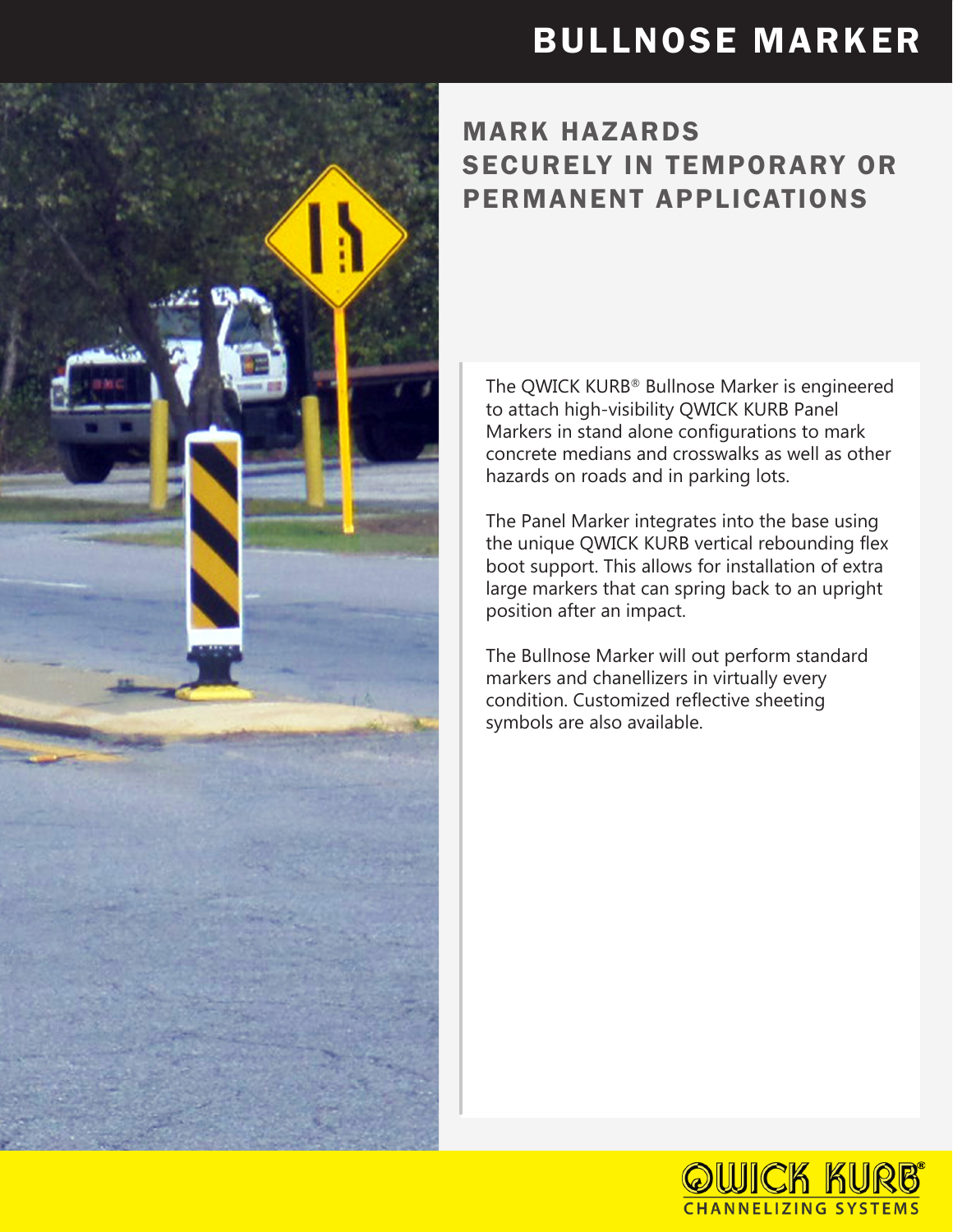# BULLNOSE MARKER

## MARK HAZARDS SECURELY IN TEMPORARY OR PERMANENT APPLICATIONS

The QWICK KURB® Bullnose Marker is engineered to attach high-visibility QWICK KURB Panel Markers in stand alone configurations to mark concrete medians and crosswalks as well as other hazards on roads and in parking lots.

The Panel Marker integrates into the base using the unique QWICK KURB vertical rebounding flex boot support. This allows for installation of extra large markers that can spring back to an upright position after an impact.

The Bullnose Marker will out perform standard markers and chanellizers in virtually every condition. Customized reflective sheeting symbols are also available.

QWICK KURB®
CHANNELIZING SYSTEMS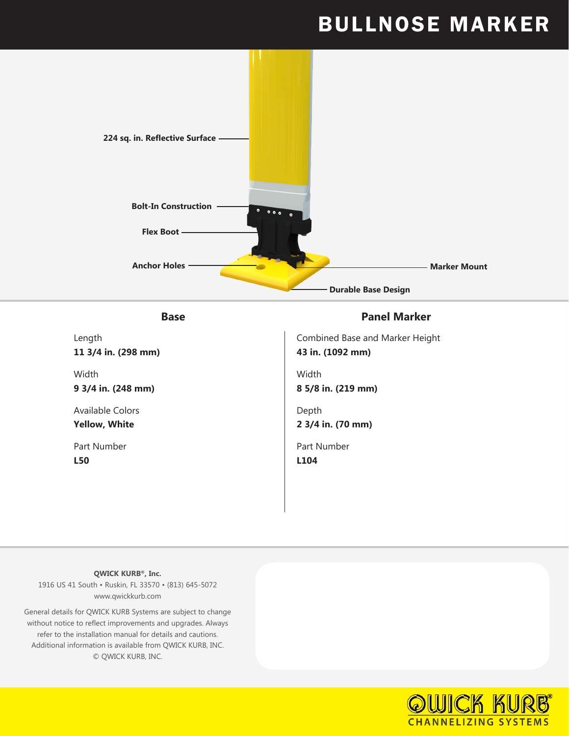# BULLNOSE MARKER

224 sq. in. Reflective Surface

Bolt-In Construction

Flex Boot

Anchor Holes

Marker Mount

Durable Base Design

## Base

Length
**11 3/4 in. (298 mm)**

Width
**9 3/4 in. (248 mm)**

Available Colors
**Yellow, White**

Part Number
**L50**

## Panel Marker

Combined Base and Marker Height
**43 in. (1092 mm)**

Width
**8 5/8 in. (219 mm)**

Depth
**2 3/4 in. (70 mm)**

Part Number
**L104**

**QWICK KURB®, Inc.**
1916 US 41 South • Ruskin, FL 33570 • (813) 645-5072
www.qwickkurb.com

General details for QWICK KURB Systems are subject to change without notice to reflect improvements and upgrades. Always refer to the installation manual for details and cautions. Additional information is available from QWICK KURB, INC.
© QWICK KURB, INC.

QWICK KURB®
CHANNELIZING SYSTEMS